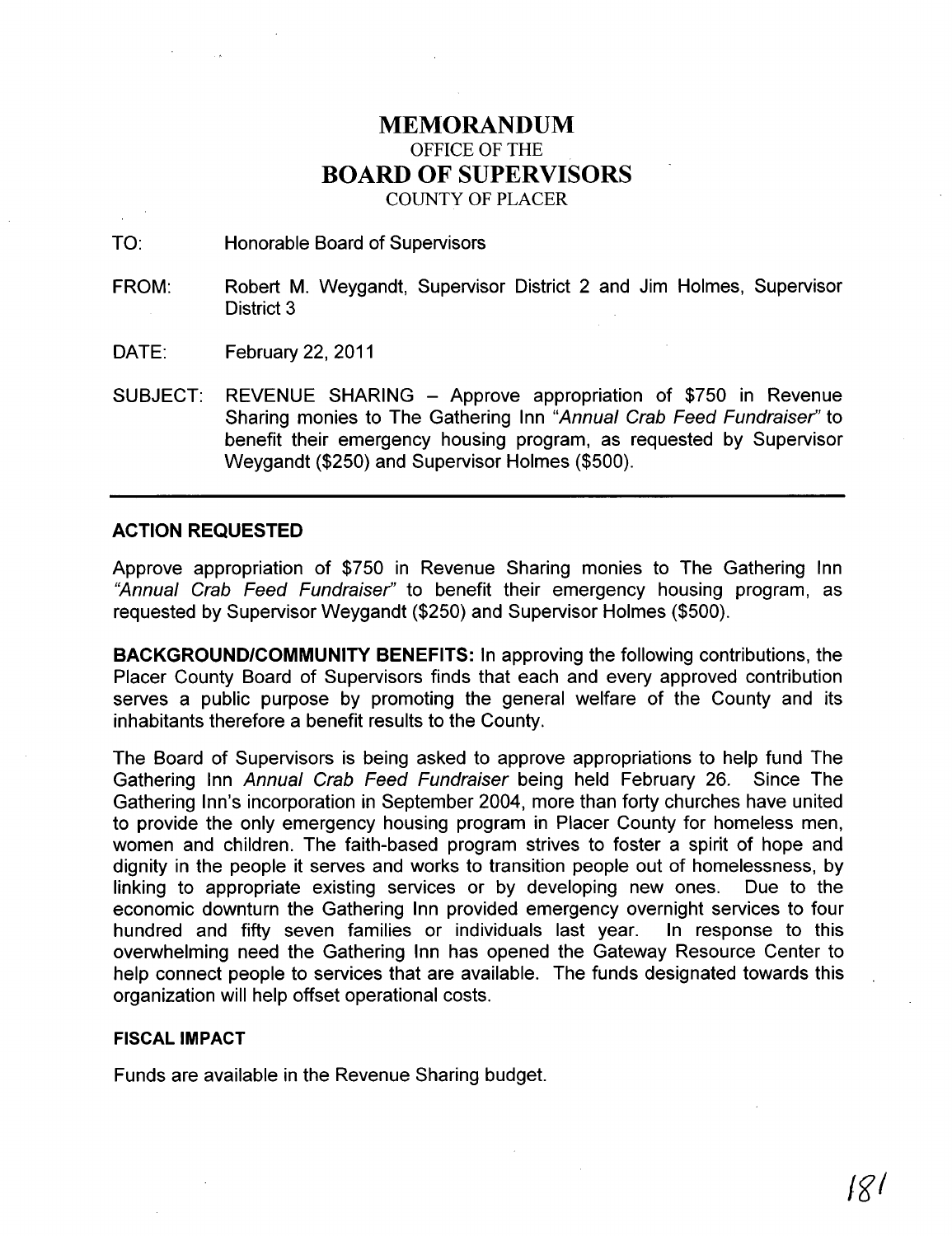# MEMORANDUM
OFFICE OF THE
## BOARD OF SUPERVISORS
COUNTY OF PLACER

TO: Honorable Board of Supervisors

FROM: Robert M. Weygandt, Supervisor District 2 and Jim Holmes, Supervisor District 3

DATE: February 22, 2011

SUBJECT: REVENUE SHARING – Approve appropriation of $750 in Revenue Sharing monies to The Gathering Inn *"Annual Crab Feed Fundraiser"* to benefit their emergency housing program, as requested by Supervisor Weygandt ($250) and Supervisor Holmes ($500).

---

**ACTION REQUESTED**

Approve appropriation of $750 in Revenue Sharing monies to The Gathering Inn *"Annual Crab Feed Fundraiser"* to benefit their emergency housing program, as requested by Supervisor Weygandt ($250) and Supervisor Holmes ($500).

**BACKGROUND/COMMUNITY BENEFITS:** In approving the following contributions, the Placer County Board of Supervisors finds that each and every approved contribution serves a public purpose by promoting the general welfare of the County and its inhabitants therefore a benefit results to the County.

The Board of Supervisors is being asked to approve appropriations to help fund The Gathering Inn *Annual Crab Feed Fundraiser* being held February 26. Since The Gathering Inn's incorporation in September 2004, more than forty churches have united to provide the only emergency housing program in Placer County for homeless men, women and children. The faith-based program strives to foster a spirit of hope and dignity in the people it serves and works to transition people out of homelessness, by linking to appropriate existing services or by developing new ones. Due to the economic downturn the Gathering Inn provided emergency overnight services to four hundred and fifty seven families or individuals last year. In response to this overwhelming need the Gathering Inn has opened the Gateway Resource Center to help connect people to services that are available. The funds designated towards this organization will help offset operational costs.

**FISCAL IMPACT**

Funds are available in the Revenue Sharing budget.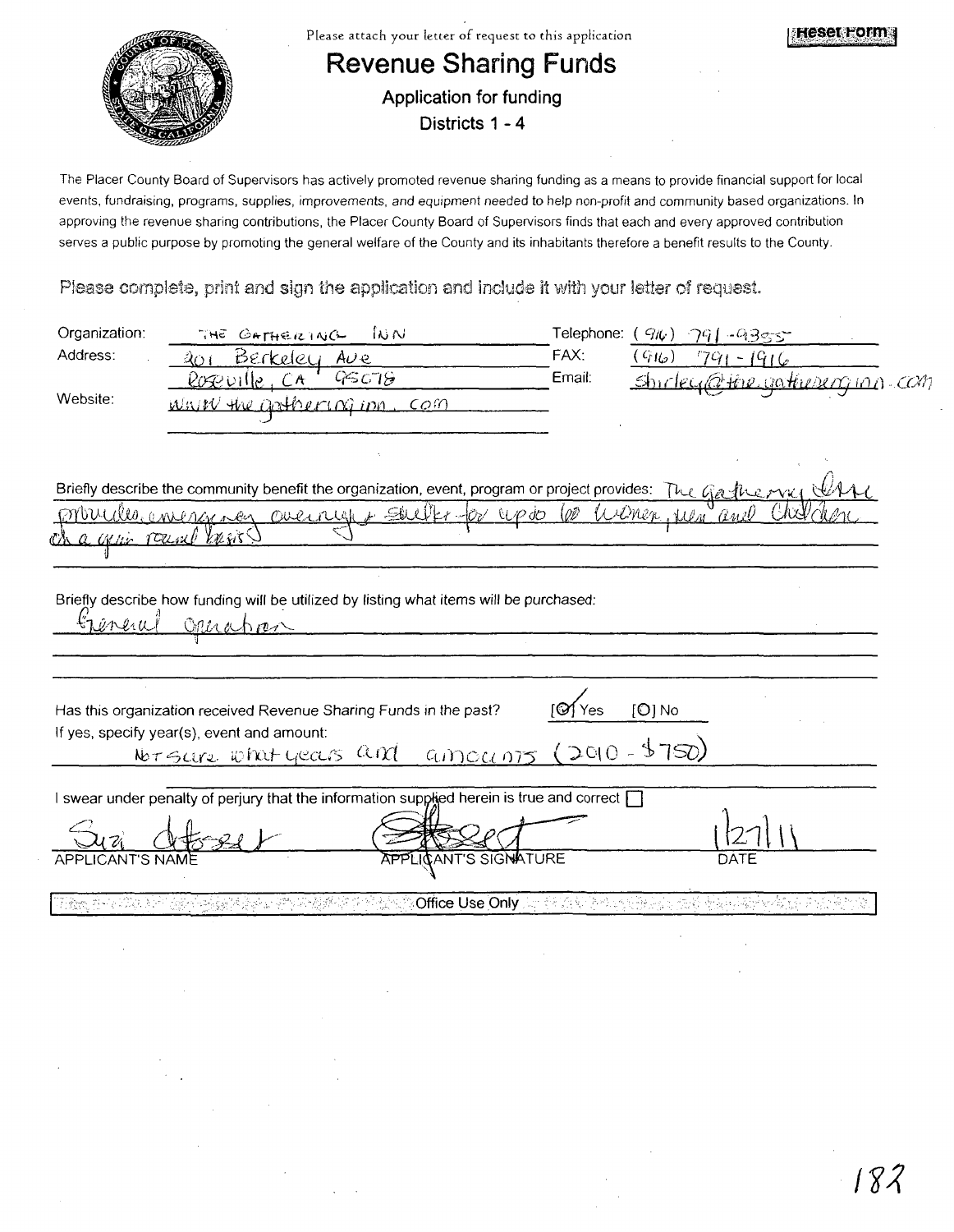Please attach your letter of request to this application

Reset Form

# Revenue Sharing Funds

## Application for funding

### Districts 1 - 4

The Placer County Board of Supervisors has actively promoted revenue sharing funding as a means to provide financial support for local events, fundraising, programs, supplies, improvements, and equipment needed to help non-profit and community based organizations. In approving the revenue sharing contributions, the Placer County Board of Supervisors finds that each and every approved contribution serves a public purpose by promoting the general welfare of the County and its inhabitants therefore a benefit results to the County.

Please complete, print and sign the application and include it with your letter of request.

Organization: THE GATHERING INN

Address: 201 Berkeley Ave, Roseville, CA 95678

Website: www.thegatheringinn.com

Telephone: (916) 791-9355

FAX: (916) 791-1916

Email: shirley@thegatheringinn.com

Briefly describe the community benefit the organization, event, program or project provides: The Gathering Inn provides emergency overnight shelter for up to 60 women, men and children on a year round basis

Briefly describe how funding will be utilized by listing what items will be purchased:
General Operation

Has this organization received Revenue Sharing Funds in the past? [X] Yes [ ] No

If yes, specify year(s), event and amount:
Not sure what years and amounts (2010 - $750)

I swear under penalty of perjury that the information supplied herein is true and correct [ ]

| Suzi deFosset | [signature] | 1/27/11 |
|---|---|---|
| APPLICANT'S NAME | APPLICANT'S SIGNATURE | DATE |

Office Use Only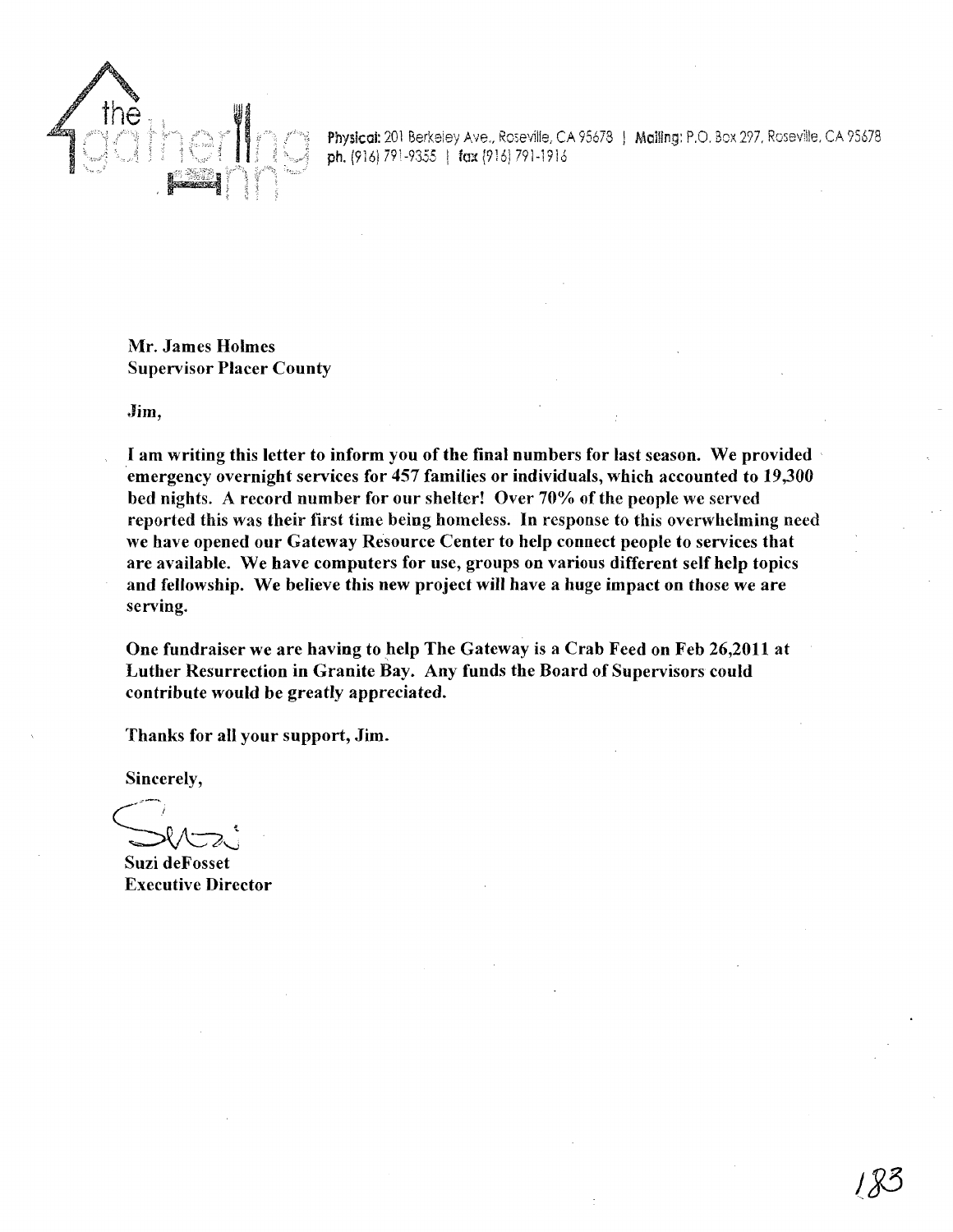the gathering inn

Physical: 201 Berkeley Ave., Roseville, CA 95678 | Mailing: P.O. Box 297, Roseville, CA 95678
ph. (916) 791-9355 | fax (916) 791-1916

**Mr. James Holmes**
**Supervisor Placer County**

**Jim,**

**I am writing this letter to inform you of the final numbers for last season. We provided emergency overnight services for 457 families or individuals, which accounted to 19,300 bed nights. A record number for our shelter! Over 70% of the people we served reported this was their first time being homeless. In response to this overwhelming need we have opened our Gateway Resource Center to help connect people to services that are available. We have computers for use, groups on various different self help topics and fellowship. We believe this new project will have a huge impact on those we are serving.**

**One fundraiser we are having to help The Gateway is a Crab Feed on Feb 26,2011 at Luther Resurrection in Granite Bay. Any funds the Board of Supervisors could contribute would be greatly appreciated.**

**Thanks for all your support, Jim.**

**Sincerely,**

Suzi

**Suzi deFosset**
**Executive Director**